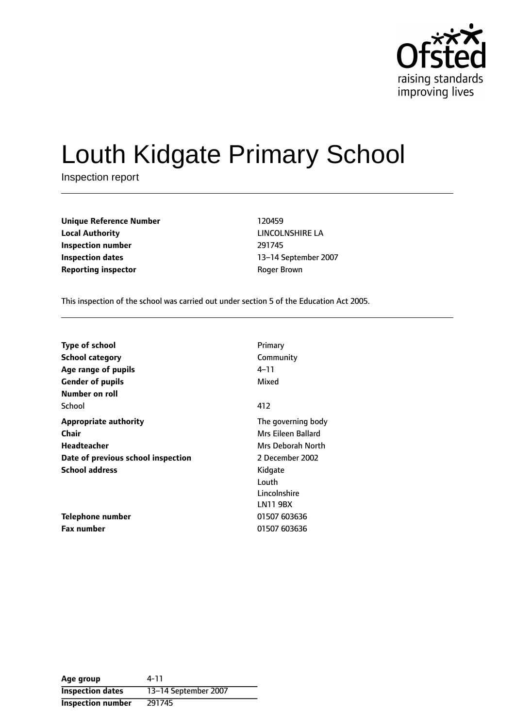# Louth Kidgate Primary School

Inspection report

| | |
|---|---|
| **Unique Reference Number** | 120459 |
| **Local Authority** | LINCOLNSHIRE LA |
| **Inspection number** | 291745 |
| **Inspection dates** | 13–14 September 2007 |
| **Reporting inspector** | Roger Brown |

This inspection of the school was carried out under section 5 of the Education Act 2005.

| | |
|---|---|
| **Type of school** | Primary |
| **School category** | Community |
| **Age range of pupils** | 4–11 |
| **Gender of pupils** | Mixed |
| **Number on roll** | |
| School | 412 |
| **Appropriate authority** | The governing body |
| **Chair** | Mrs Eileen Ballard |
| **Headteacher** | Mrs Deborah North |
| **Date of previous school inspection** | 2 December 2002 |
| **School address** | Kidgate<br>Louth<br>Lincolnshire<br>LN11 9BX |
| **Telephone number** | 01507 603636 |
| **Fax number** | 01507 603636 |

| | |
|---|---|
| **Age group** | 4-11 |
| **Inspection dates** | 13–14 September 2007 |
| **Inspection number** | 291745 |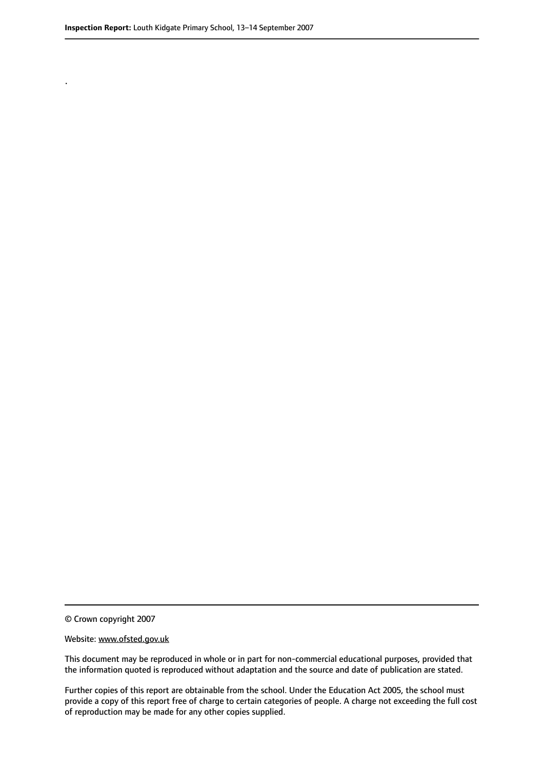.

© Crown copyright 2007

Website: www.ofsted.gov.uk

This document may be reproduced in whole or in part for non-commercial educational purposes, provided that the information quoted is reproduced without adaptation and the source and date of publication are stated.

Further copies of this report are obtainable from the school. Under the Education Act 2005, the school must provide a copy of this report free of charge to certain categories of people. A charge not exceeding the full cost of reproduction may be made for any other copies supplied.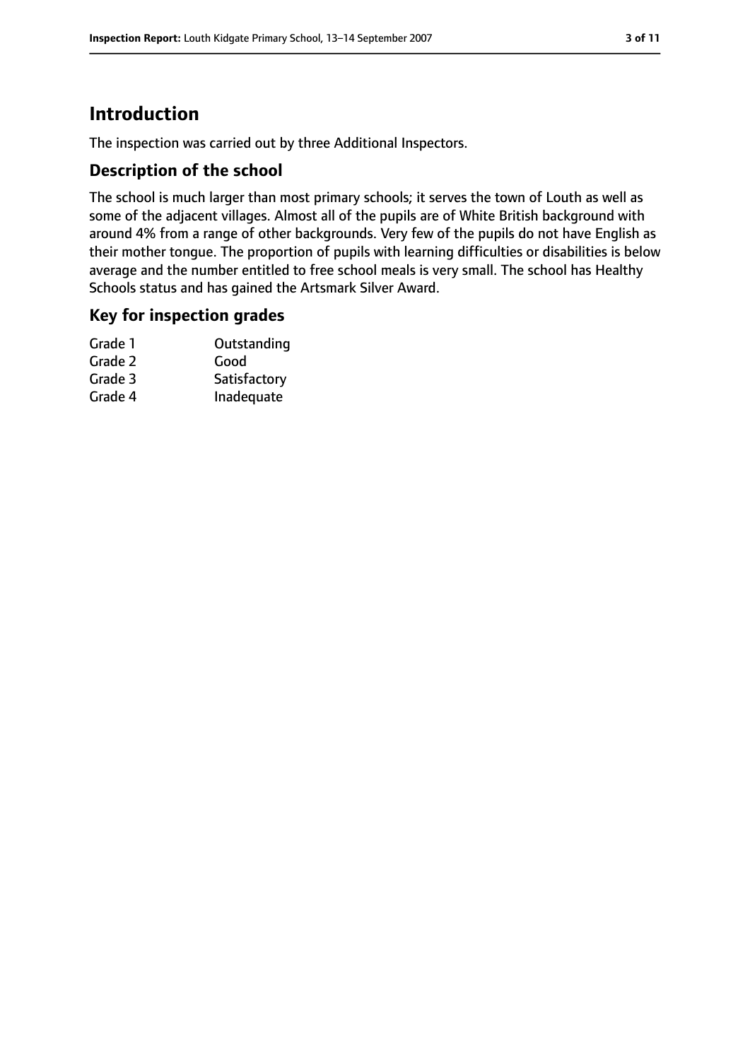# Introduction

The inspection was carried out by three Additional Inspectors.

## Description of the school

The school is much larger than most primary schools; it serves the town of Louth as well as some of the adjacent villages. Almost all of the pupils are of White British background with around 4% from a range of other backgrounds. Very few of the pupils do not have English as their mother tongue. The proportion of pupils with learning difficulties or disabilities is below average and the number entitled to free school meals is very small. The school has Healthy Schools status and has gained the Artsmark Silver Award.

## Key for inspection grades

| | |
|---|---|
| Grade 1 | Outstanding |
| Grade 2 | Good |
| Grade 3 | Satisfactory |
| Grade 4 | Inadequate |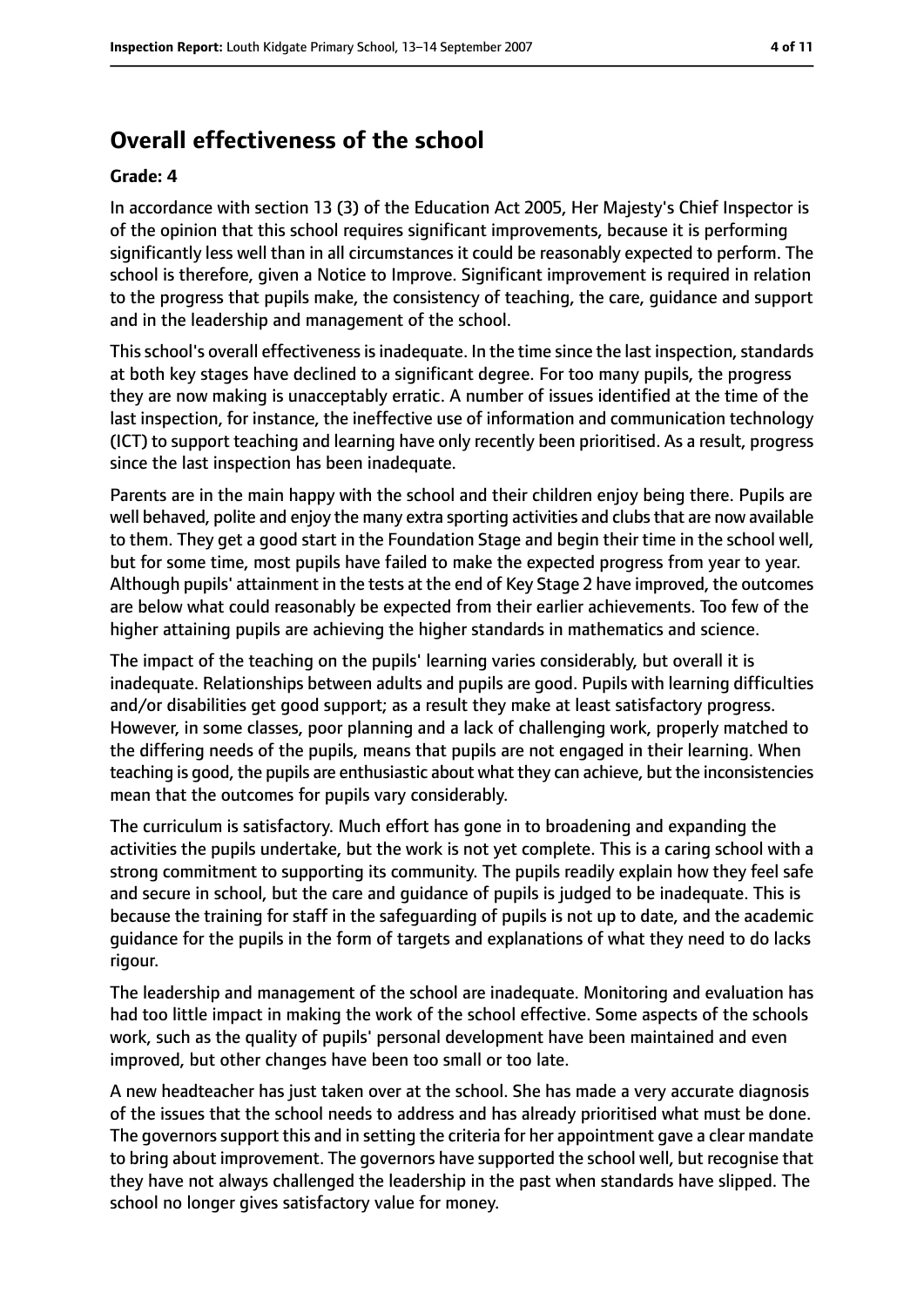## Overall effectiveness of the school

**Grade: 4**

In accordance with section 13 (3) of the Education Act 2005, Her Majesty's Chief Inspector is of the opinion that this school requires significant improvements, because it is performing significantly less well than in all circumstances it could be reasonably expected to perform. The school is therefore, given a Notice to Improve. Significant improvement is required in relation to the progress that pupils make, the consistency of teaching, the care, guidance and support and in the leadership and management of the school.

This school's overall effectiveness is inadequate. In the time since the last inspection, standards at both key stages have declined to a significant degree. For too many pupils, the progress they are now making is unacceptably erratic. A number of issues identified at the time of the last inspection, for instance, the ineffective use of information and communication technology (ICT) to support teaching and learning have only recently been prioritised. As a result, progress since the last inspection has been inadequate.

Parents are in the main happy with the school and their children enjoy being there. Pupils are well behaved, polite and enjoy the many extra sporting activities and clubs that are now available to them. They get a good start in the Foundation Stage and begin their time in the school well, but for some time, most pupils have failed to make the expected progress from year to year. Although pupils' attainment in the tests at the end of Key Stage 2 have improved, the outcomes are below what could reasonably be expected from their earlier achievements. Too few of the higher attaining pupils are achieving the higher standards in mathematics and science.

The impact of the teaching on the pupils' learning varies considerably, but overall it is inadequate. Relationships between adults and pupils are good. Pupils with learning difficulties and/or disabilities get good support; as a result they make at least satisfactory progress. However, in some classes, poor planning and a lack of challenging work, properly matched to the differing needs of the pupils, means that pupils are not engaged in their learning. When teaching is good, the pupils are enthusiastic about what they can achieve, but the inconsistencies mean that the outcomes for pupils vary considerably.

The curriculum is satisfactory. Much effort has gone in to broadening and expanding the activities the pupils undertake, but the work is not yet complete. This is a caring school with a strong commitment to supporting its community. The pupils readily explain how they feel safe and secure in school, but the care and guidance of pupils is judged to be inadequate. This is because the training for staff in the safeguarding of pupils is not up to date, and the academic guidance for the pupils in the form of targets and explanations of what they need to do lacks rigour.

The leadership and management of the school are inadequate. Monitoring and evaluation has had too little impact in making the work of the school effective. Some aspects of the schools work, such as the quality of pupils' personal development have been maintained and even improved, but other changes have been too small or too late.

A new headteacher has just taken over at the school. She has made a very accurate diagnosis of the issues that the school needs to address and has already prioritised what must be done. The governors support this and in setting the criteria for her appointment gave a clear mandate to bring about improvement. The governors have supported the school well, but recognise that they have not always challenged the leadership in the past when standards have slipped. The school no longer gives satisfactory value for money.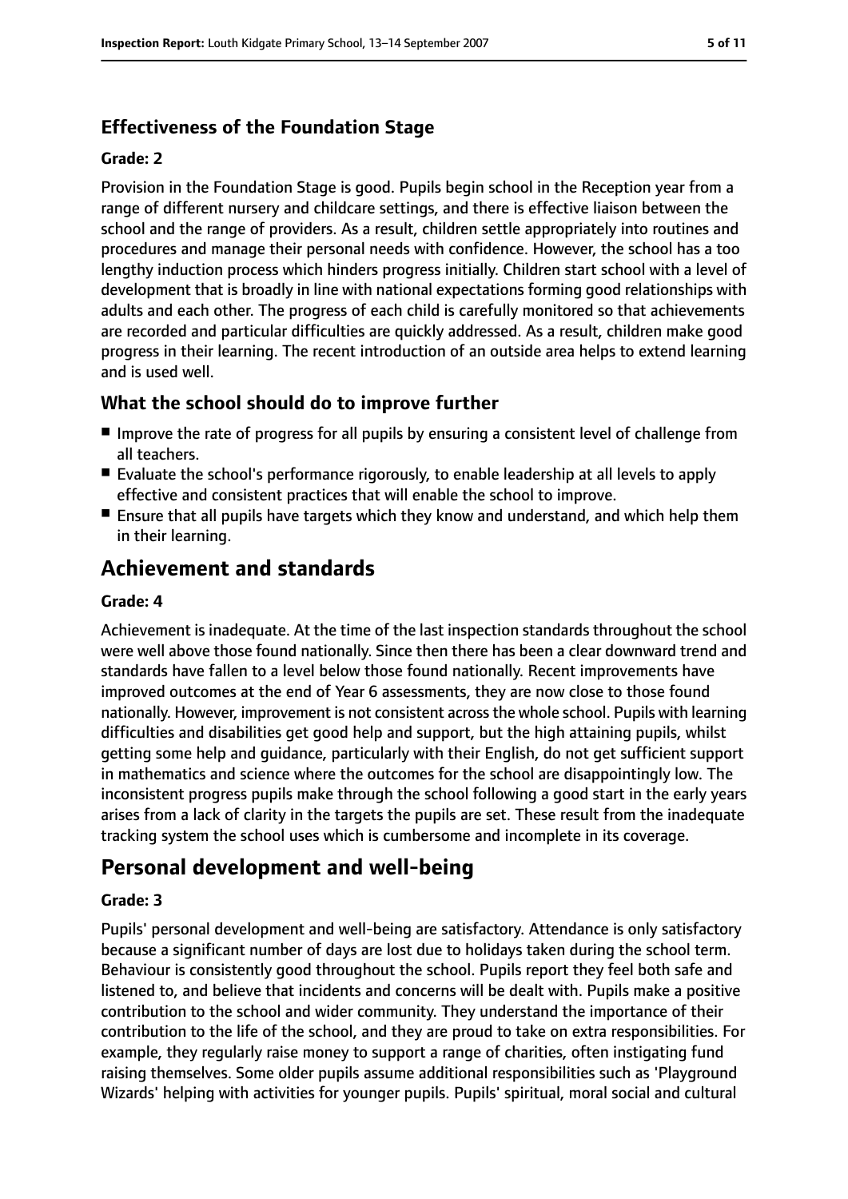### Effectiveness of the Foundation Stage

#### Grade: 2

Provision in the Foundation Stage is good. Pupils begin school in the Reception year from a range of different nursery and childcare settings, and there is effective liaison between the school and the range of providers. As a result, children settle appropriately into routines and procedures and manage their personal needs with confidence. However, the school has a too lengthy induction process which hinders progress initially. Children start school with a level of development that is broadly in line with national expectations forming good relationships with adults and each other. The progress of each child is carefully monitored so that achievements are recorded and particular difficulties are quickly addressed. As a result, children make good progress in their learning. The recent introduction of an outside area helps to extend learning and is used well.

### What the school should do to improve further

- Improve the rate of progress for all pupils by ensuring a consistent level of challenge from all teachers.
- Evaluate the school's performance rigorously, to enable leadership at all levels to apply effective and consistent practices that will enable the school to improve.
- Ensure that all pupils have targets which they know and understand, and which help them in their learning.

## Achievement and standards

#### Grade: 4

Achievement is inadequate. At the time of the last inspection standards throughout the school were well above those found nationally. Since then there has been a clear downward trend and standards have fallen to a level below those found nationally. Recent improvements have improved outcomes at the end of Year 6 assessments, they are now close to those found nationally. However, improvement is not consistent across the whole school. Pupils with learning difficulties and disabilities get good help and support, but the high attaining pupils, whilst getting some help and guidance, particularly with their English, do not get sufficient support in mathematics and science where the outcomes for the school are disappointingly low. The inconsistent progress pupils make through the school following a good start in the early years arises from a lack of clarity in the targets the pupils are set. These result from the inadequate tracking system the school uses which is cumbersome and incomplete in its coverage.

## Personal development and well-being

#### Grade: 3

Pupils' personal development and well-being are satisfactory. Attendance is only satisfactory because a significant number of days are lost due to holidays taken during the school term. Behaviour is consistently good throughout the school. Pupils report they feel both safe and listened to, and believe that incidents and concerns will be dealt with. Pupils make a positive contribution to the school and wider community. They understand the importance of their contribution to the life of the school, and they are proud to take on extra responsibilities. For example, they regularly raise money to support a range of charities, often instigating fund raising themselves. Some older pupils assume additional responsibilities such as 'Playground Wizards' helping with activities for younger pupils. Pupils' spiritual, moral social and cultural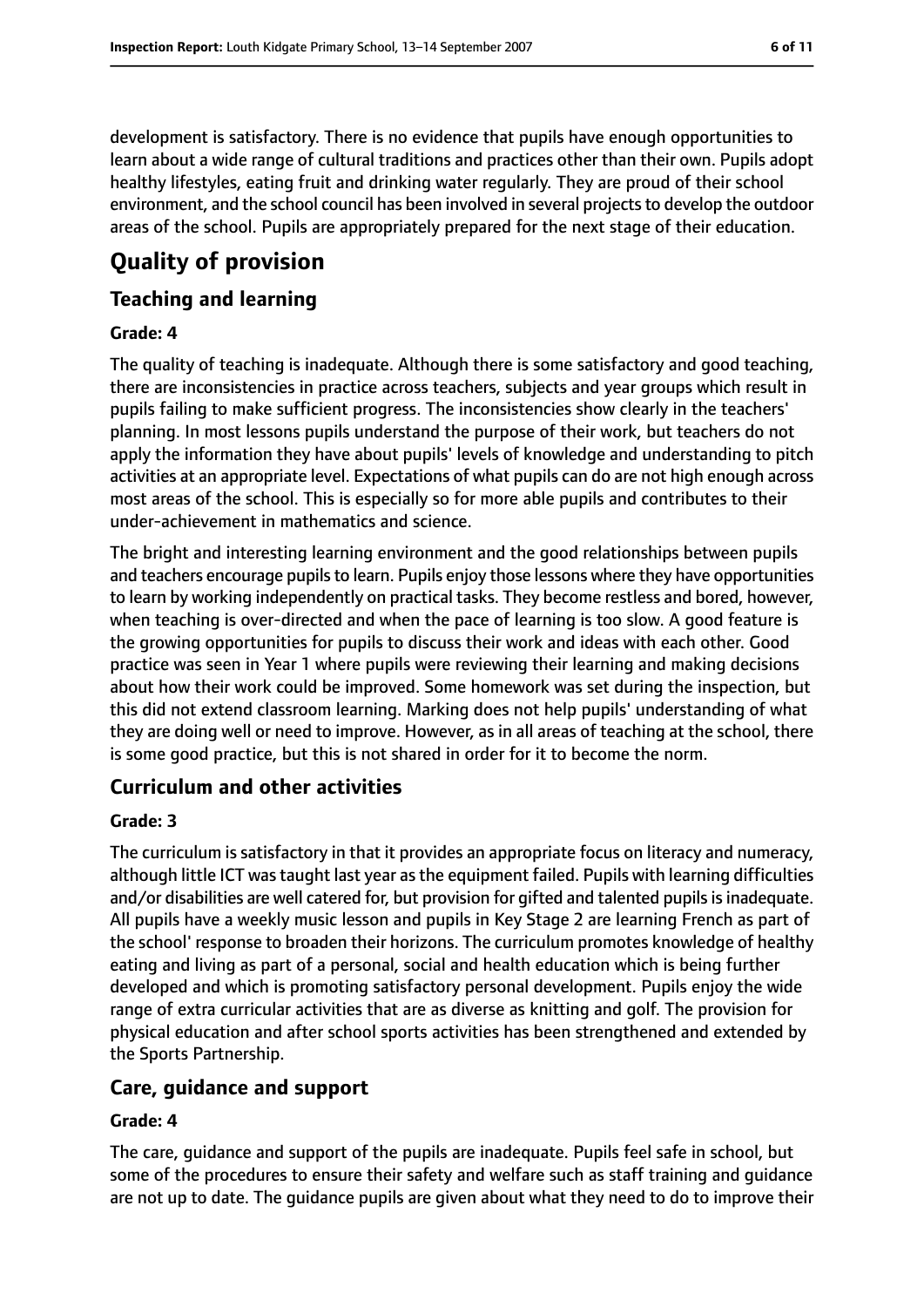development is satisfactory. There is no evidence that pupils have enough opportunities to learn about a wide range of cultural traditions and practices other than their own. Pupils adopt healthy lifestyles, eating fruit and drinking water regularly. They are proud of their school environment, and the school council has been involved in several projects to develop the outdoor areas of the school. Pupils are appropriately prepared for the next stage of their education.

# Quality of provision

## Teaching and learning

**Grade: 4**

The quality of teaching is inadequate. Although there is some satisfactory and good teaching, there are inconsistencies in practice across teachers, subjects and year groups which result in pupils failing to make sufficient progress. The inconsistencies show clearly in the teachers' planning. In most lessons pupils understand the purpose of their work, but teachers do not apply the information they have about pupils' levels of knowledge and understanding to pitch activities at an appropriate level. Expectations of what pupils can do are not high enough across most areas of the school. This is especially so for more able pupils and contributes to their under-achievement in mathematics and science.

The bright and interesting learning environment and the good relationships between pupils and teachers encourage pupils to learn. Pupils enjoy those lessons where they have opportunities to learn by working independently on practical tasks. They become restless and bored, however, when teaching is over-directed and when the pace of learning is too slow. A good feature is the growing opportunities for pupils to discuss their work and ideas with each other. Good practice was seen in Year 1 where pupils were reviewing their learning and making decisions about how their work could be improved. Some homework was set during the inspection, but this did not extend classroom learning. Marking does not help pupils' understanding of what they are doing well or need to improve. However, as in all areas of teaching at the school, there is some good practice, but this is not shared in order for it to become the norm.

## Curriculum and other activities

**Grade: 3**

The curriculum is satisfactory in that it provides an appropriate focus on literacy and numeracy, although little ICT was taught last year as the equipment failed. Pupils with learning difficulties and/or disabilities are well catered for, but provision for gifted and talented pupils is inadequate. All pupils have a weekly music lesson and pupils in Key Stage 2 are learning French as part of the school' response to broaden their horizons. The curriculum promotes knowledge of healthy eating and living as part of a personal, social and health education which is being further developed and which is promoting satisfactory personal development. Pupils enjoy the wide range of extra curricular activities that are as diverse as knitting and golf. The provision for physical education and after school sports activities has been strengthened and extended by the Sports Partnership.

## Care, guidance and support

**Grade: 4**

The care, guidance and support of the pupils are inadequate. Pupils feel safe in school, but some of the procedures to ensure their safety and welfare such as staff training and guidance are not up to date. The guidance pupils are given about what they need to do to improve their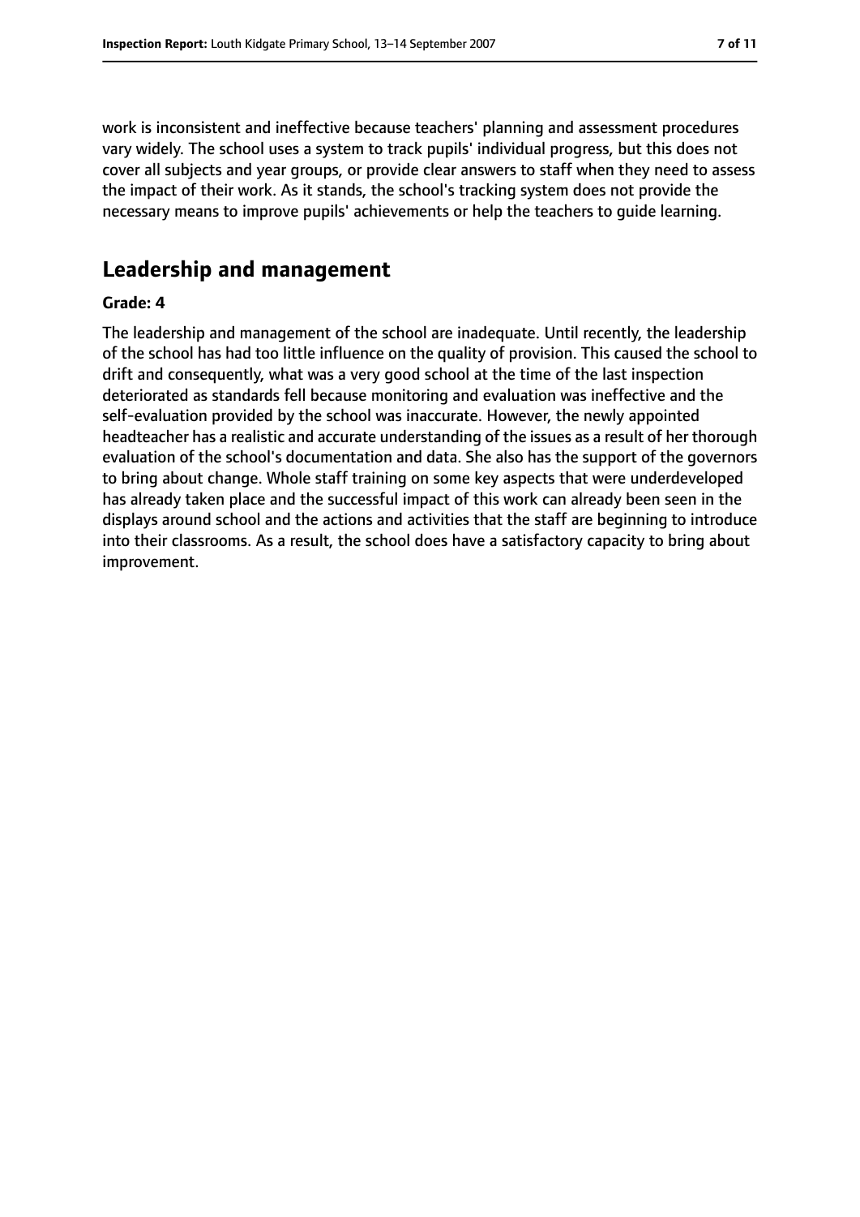work is inconsistent and ineffective because teachers' planning and assessment procedures vary widely. The school uses a system to track pupils' individual progress, but this does not cover all subjects and year groups, or provide clear answers to staff when they need to assess the impact of their work. As it stands, the school's tracking system does not provide the necessary means to improve pupils' achievements or help the teachers to guide learning.

## Leadership and management

**Grade: 4**

The leadership and management of the school are inadequate. Until recently, the leadership of the school has had too little influence on the quality of provision. This caused the school to drift and consequently, what was a very good school at the time of the last inspection deteriorated as standards fell because monitoring and evaluation was ineffective and the self-evaluation provided by the school was inaccurate. However, the newly appointed headteacher has a realistic and accurate understanding of the issues as a result of her thorough evaluation of the school's documentation and data. She also has the support of the governors to bring about change. Whole staff training on some key aspects that were underdeveloped has already taken place and the successful impact of this work can already been seen in the displays around school and the actions and activities that the staff are beginning to introduce into their classrooms. As a result, the school does have a satisfactory capacity to bring about improvement.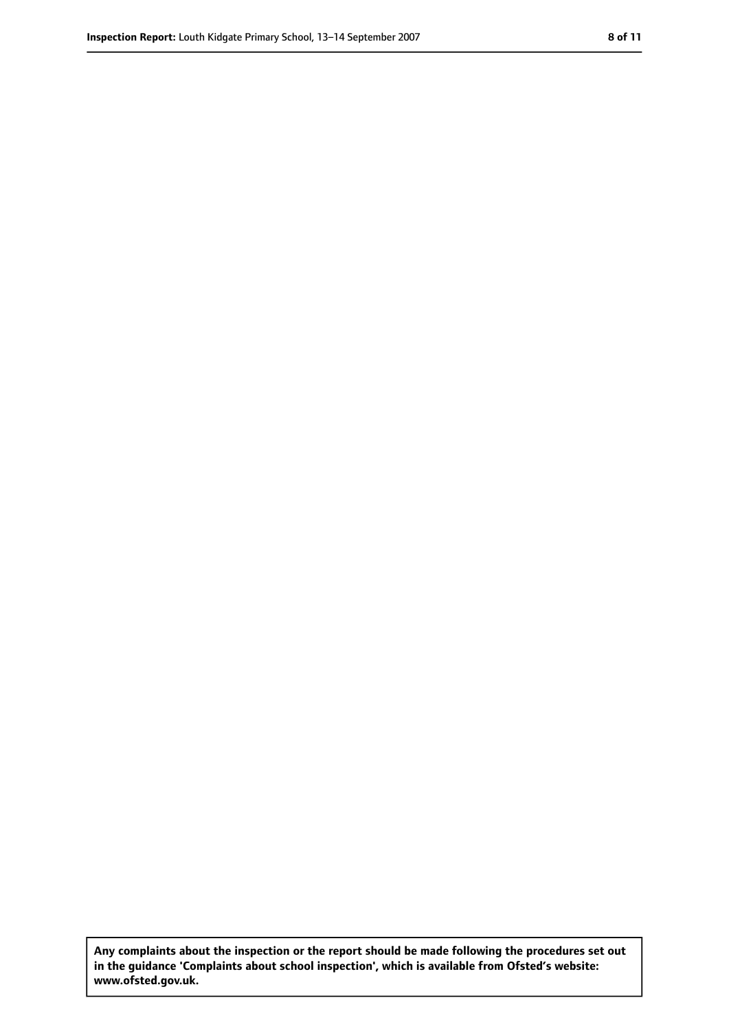**Any complaints about the inspection or the report should be made following the procedures set out in the guidance 'Complaints about school inspection', which is available from Ofsted's website: www.ofsted.gov.uk.**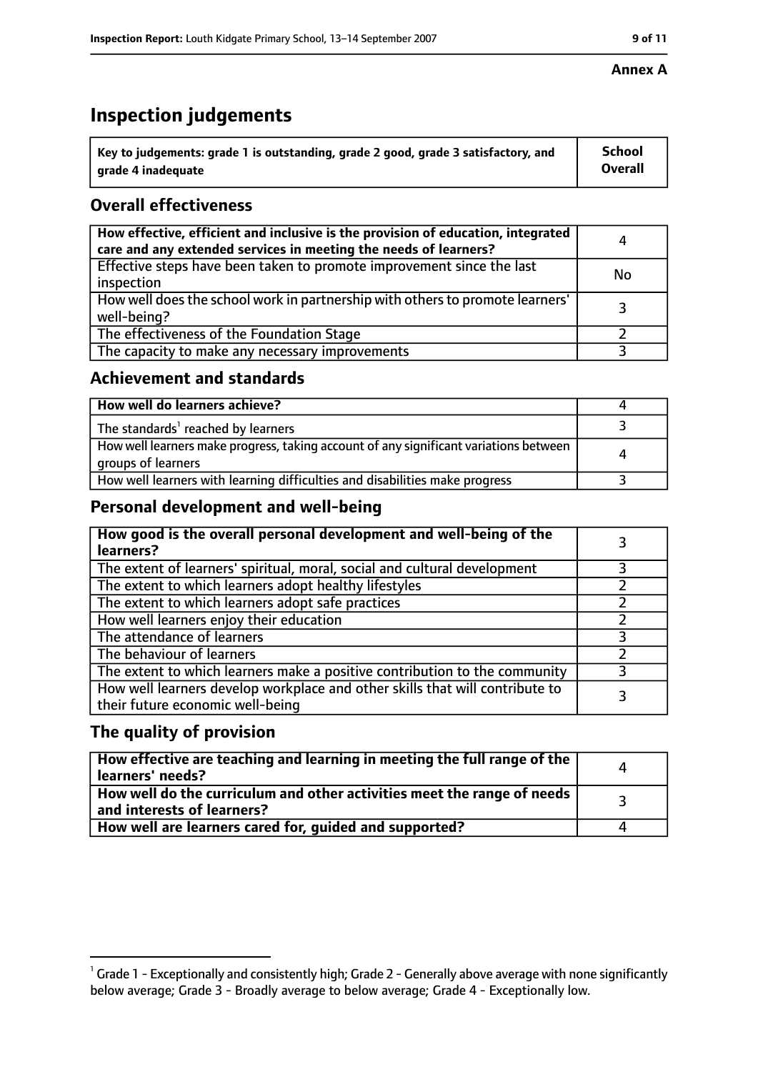**Annex A**

# Inspection judgements

| Key to judgements: grade 1 is outstanding, grade 2 good, grade 3 satisfactory, and grade 4 inadequate | School Overall |
|---|---|

## Overall effectiveness

| | |
|---|---|
| How effective, efficient and inclusive is the provision of education, integrated care and any extended services in meeting the needs of learners? | 4 |
| Effective steps have been taken to promote improvement since the last inspection | No |
| How well does the school work in partnership with others to promote learners' well-being? | 3 |
| The effectiveness of the Foundation Stage | 2 |
| The capacity to make any necessary improvements | 3 |

## Achievement and standards

| | |
|---|---|
| How well do learners achieve? | 4 |
| The standards[1] reached by learners | 3 |
| How well learners make progress, taking account of any significant variations between groups of learners | 4 |
| How well learners with learning difficulties and disabilities make progress | 3 |

## Personal development and well-being

| | |
|---|---|
| How good is the overall personal development and well-being of the learners? | 3 |
| The extent of learners' spiritual, moral, social and cultural development | 3 |
| The extent to which learners adopt healthy lifestyles | 2 |
| The extent to which learners adopt safe practices | 2 |
| How well learners enjoy their education | 2 |
| The attendance of learners | 3 |
| The behaviour of learners | 2 |
| The extent to which learners make a positive contribution to the community | 3 |
| How well learners develop workplace and other skills that will contribute to their future economic well-being | 3 |

## The quality of provision

| | |
|---|---|
| How effective are teaching and learning in meeting the full range of the learners' needs? | 4 |
| How well do the curriculum and other activities meet the range of needs and interests of learners? | 3 |
| How well are learners cared for, guided and supported? | 4 |

[1] Grade 1 - Exceptionally and consistently high; Grade 2 - Generally above average with none significantly below average; Grade 3 - Broadly average to below average; Grade 4 - Exceptionally low.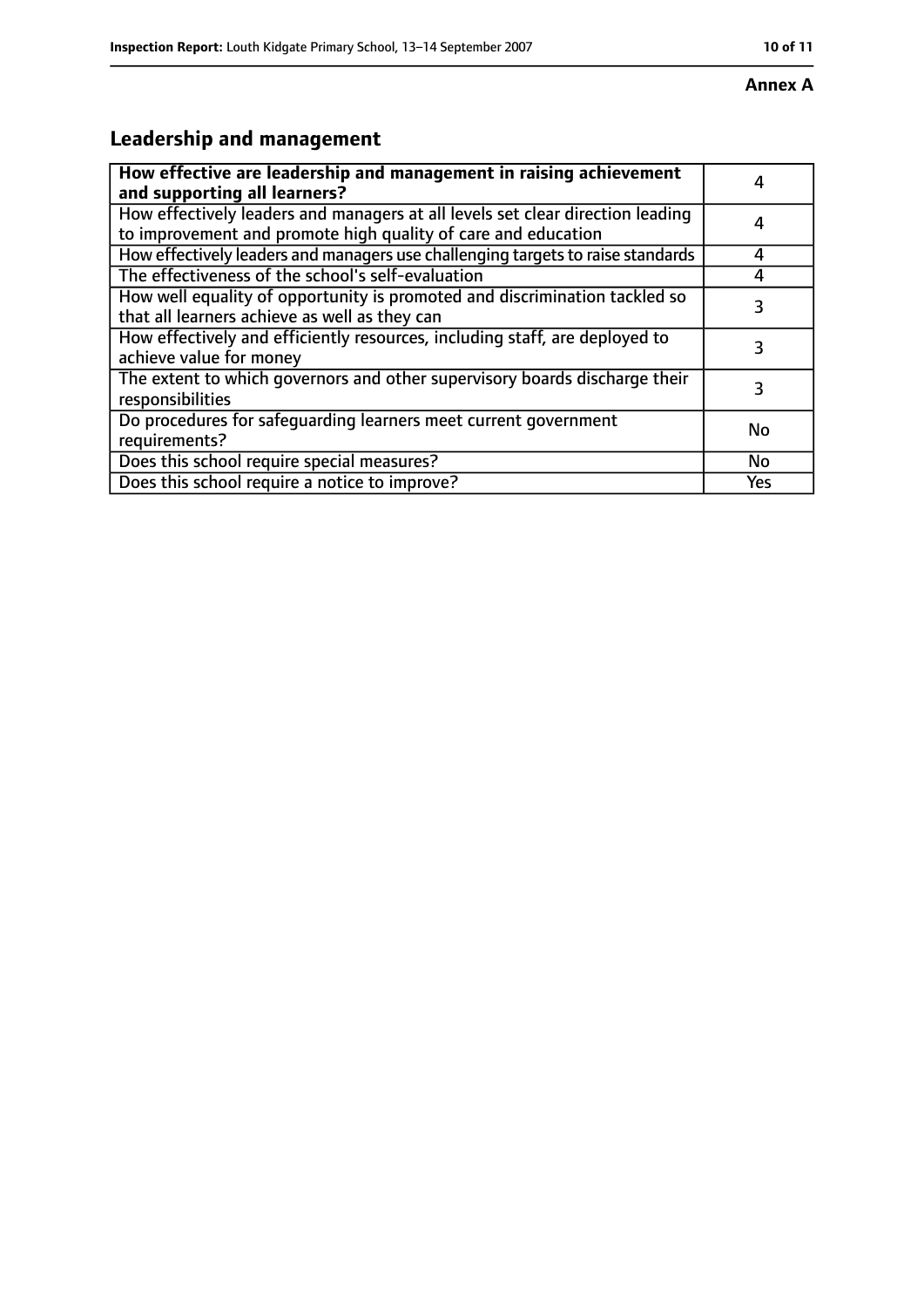**Annex A**

## Leadership and management

| How effective are leadership and management in raising achievement and supporting all learners? | 4 |
|---|---|
| How effectively leaders and managers at all levels set clear direction leading to improvement and promote high quality of care and education | 4 |
| How effectively leaders and managers use challenging targets to raise standards | 4 |
| The effectiveness of the school's self-evaluation | 4 |
| How well equality of opportunity is promoted and discrimination tackled so that all learners achieve as well as they can | 3 |
| How effectively and efficiently resources, including staff, are deployed to achieve value for money | 3 |
| The extent to which governors and other supervisory boards discharge their responsibilities | 3 |
| Do procedures for safeguarding learners meet current government requirements? | No |
| Does this school require special measures? | No |
| Does this school require a notice to improve? | Yes |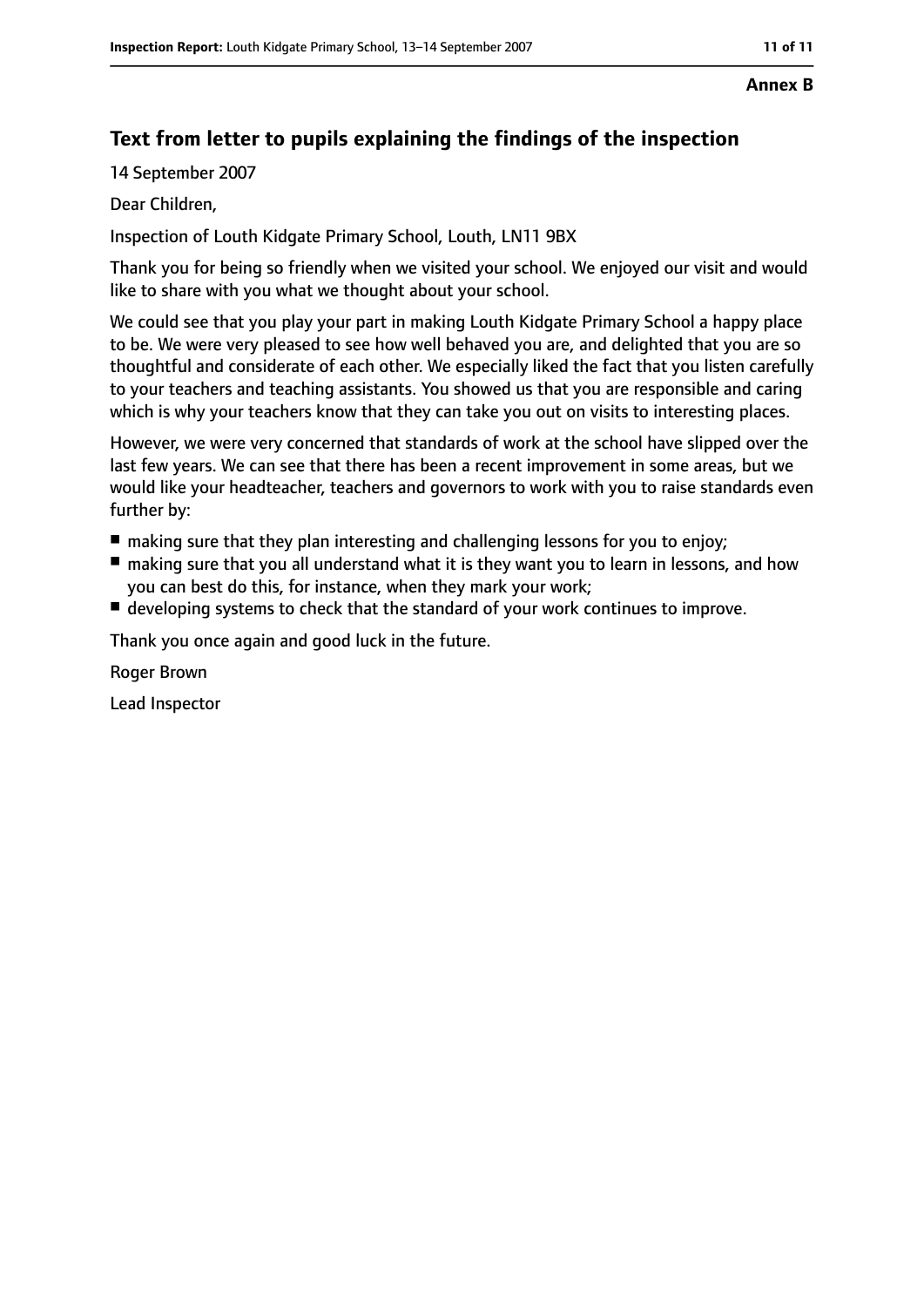**Annex B**

## Text from letter to pupils explaining the findings of the inspection

14 September 2007

Dear Children,

Inspection of Louth Kidgate Primary School, Louth, LN11 9BX

Thank you for being so friendly when we visited your school. We enjoyed our visit and would like to share with you what we thought about your school.

We could see that you play your part in making Louth Kidgate Primary School a happy place to be. We were very pleased to see how well behaved you are, and delighted that you are so thoughtful and considerate of each other. We especially liked the fact that you listen carefully to your teachers and teaching assistants. You showed us that you are responsible and caring which is why your teachers know that they can take you out on visits to interesting places.

However, we were very concerned that standards of work at the school have slipped over the last few years. We can see that there has been a recent improvement in some areas, but we would like your headteacher, teachers and governors to work with you to raise standards even further by:

- making sure that they plan interesting and challenging lessons for you to enjoy;
- making sure that you all understand what it is they want you to learn in lessons, and how you can best do this, for instance, when they mark your work;
- developing systems to check that the standard of your work continues to improve.

Thank you once again and good luck in the future.

Roger Brown

Lead Inspector